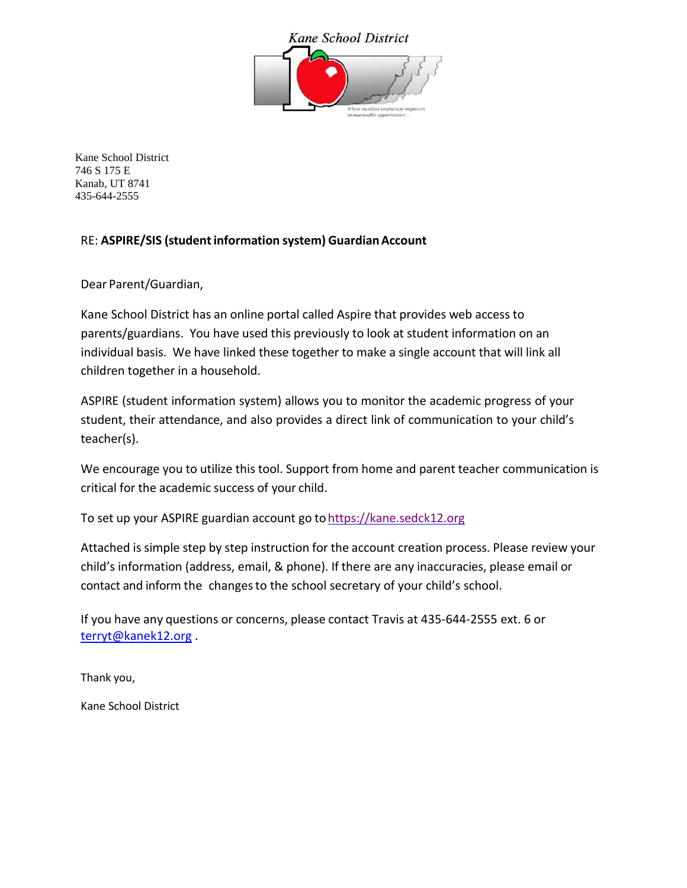Kane School District

Kane School District
746 S 175 E
Kanab, UT 8741
435-644-2555

RE: **ASPIRE/SIS (student information system) Guardian Account**

Dear Parent/Guardian,

Kane School District has an online portal called Aspire that provides web access to parents/guardians. You have used this previously to look at student information on an individual basis. We have linked these together to make a single account that will link all children together in a household.

ASPIRE (student information system) allows you to monitor the academic progress of your student, their attendance, and also provides a direct link of communication to your child's teacher(s).

We encourage you to utilize this tool. Support from home and parent teacher communication is critical for the academic success of your child.

To set up your ASPIRE guardian account go to https://kane.sedck12.org

Attached is simple step by step instruction for the account creation process. Please review your child's information (address, email, & phone). If there are any inaccuracies, please email or contact and inform the changes to the school secretary of your child's school.

If you have any questions or concerns, please contact Travis at 435-644-2555 ext. 6 or terryt@kanek12.org .

Thank you,

Kane School District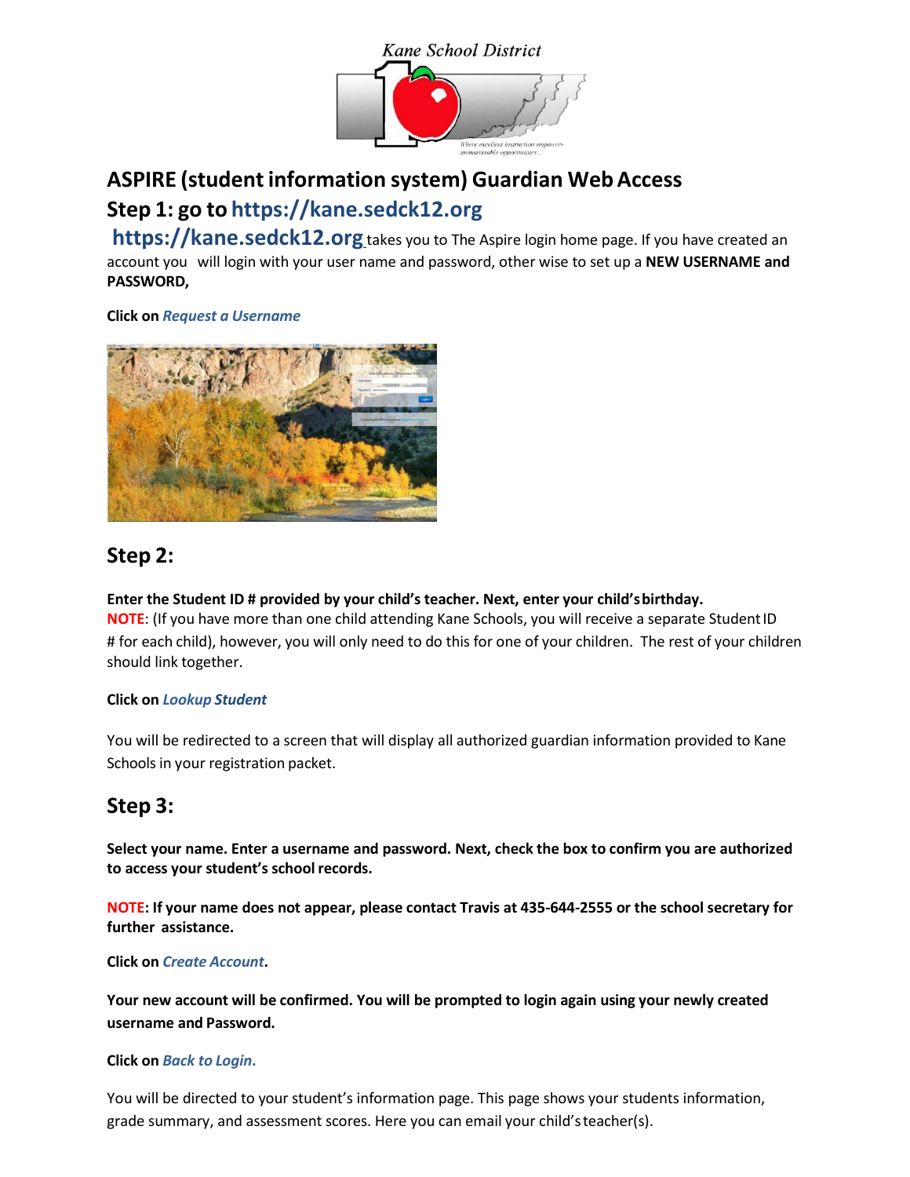Kane School District

# ASPIRE (student information system) Guardian Web Access

## Step 1: go to https://kane.sedck12.org

**https://kane.sedck12.org** takes you to The Aspire login home page. If you have created an account you will login with your user name and password, other wise to set up a **NEW USERNAME and PASSWORD,**

**Click on *Request a Username***

## Step 2:

**Enter the Student ID # provided by your child's teacher. Next, enter your child's birthday.**

**NOTE**: (If you have more than one child attending Kane Schools, you will receive a separate Student ID # for each child), however, you will only need to do this for one of your children. The rest of your children should link together.

**Click on *Lookup Student***

You will be redirected to a screen that will display all authorized guardian information provided to Kane Schools in your registration packet.

## Step 3:

**Select your name. Enter a username and password. Next, check the box to confirm you are authorized to access your student's school records.**

**NOTE: If your name does not appear, please contact Travis at 435-644-2555 or the school secretary for further assistance.**

**Click on *Create Account*.**

**Your new account will be confirmed. You will be prompted to login again using your newly created username and Password.**

**Click on *Back to Login.***

You will be directed to your student's information page. This page shows your students information, grade summary, and assessment scores. Here you can email your child's teacher(s).